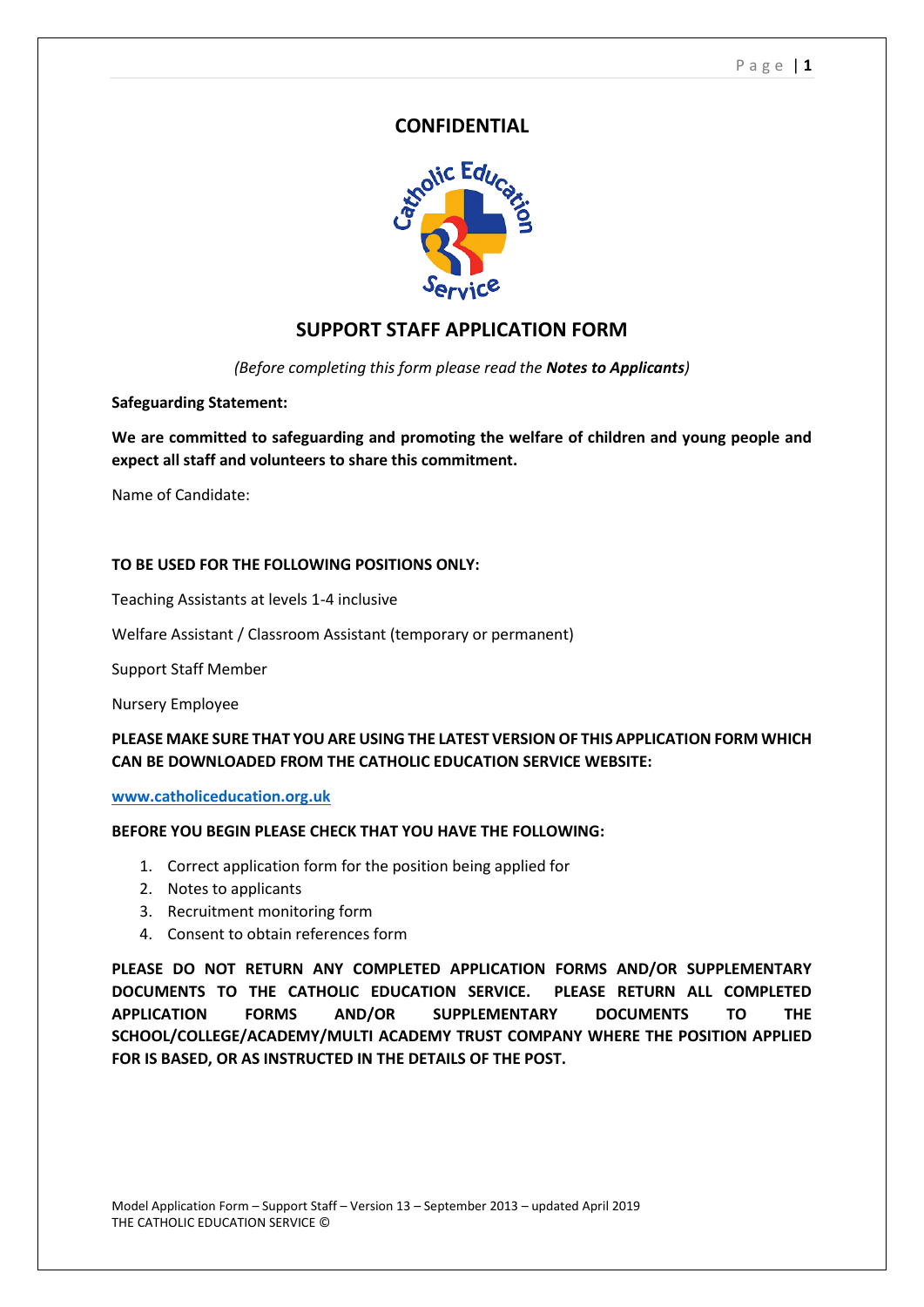# CONFIDENTIAL

## SUPPORT STAFF APPLICATION FORM

*(Before completing this form please read the **Notes to Applicants**)*

**Safeguarding Statement:**

**We are committed to safeguarding and promoting the welfare of children and young people and expect all staff and volunteers to share this commitment.**

Name of Candidate:

**TO BE USED FOR THE FOLLOWING POSITIONS ONLY:**

Teaching Assistants at levels 1-4 inclusive

Welfare Assistant / Classroom Assistant (temporary or permanent)

Support Staff Member

Nursery Employee

**PLEASE MAKE SURE THAT YOU ARE USING THE LATEST VERSION OF THIS APPLICATION FORM WHICH CAN BE DOWNLOADED FROM THE CATHOLIC EDUCATION SERVICE WEBSITE:**

**www.catholiceducation.org.uk**

**BEFORE YOU BEGIN PLEASE CHECK THAT YOU HAVE THE FOLLOWING:**

1. Correct application form for the position being applied for
2. Notes to applicants
3. Recruitment monitoring form
4. Consent to obtain references form

**PLEASE DO NOT RETURN ANY COMPLETED APPLICATION FORMS AND/OR SUPPLEMENTARY DOCUMENTS TO THE CATHOLIC EDUCATION SERVICE. PLEASE RETURN ALL COMPLETED APPLICATION FORMS AND/OR SUPPLEMENTARY DOCUMENTS TO THE SCHOOL/COLLEGE/ACADEMY/MULTI ACADEMY TRUST COMPANY WHERE THE POSITION APPLIED FOR IS BASED, OR AS INSTRUCTED IN THE DETAILS OF THE POST.**

Model Application Form – Support Staff – Version 13 – September 2013 – updated April 2019
THE CATHOLIC EDUCATION SERVICE ©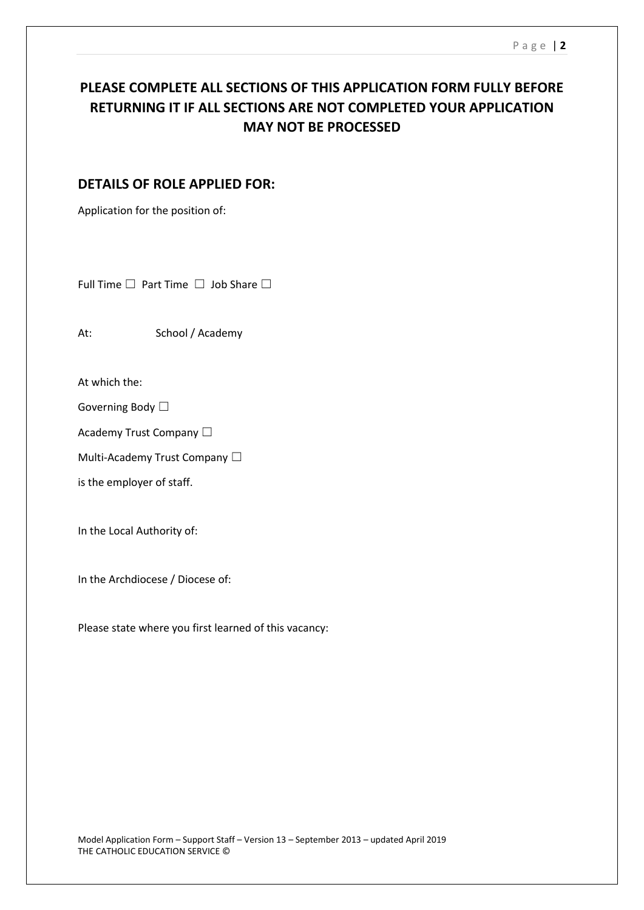**PLEASE COMPLETE ALL SECTIONS OF THIS APPLICATION FORM FULLY BEFORE RETURNING IT IF ALL SECTIONS ARE NOT COMPLETED YOUR APPLICATION MAY NOT BE PROCESSED**

## DETAILS OF ROLE APPLIED FOR:

Application for the position of:

Full Time ☐ Part Time ☐ Job Share ☐

At: School / Academy

At which the:

Governing Body ☐

Academy Trust Company ☐

Multi-Academy Trust Company ☐

is the employer of staff.

In the Local Authority of:

In the Archdiocese / Diocese of:

Please state where you first learned of this vacancy:

Model Application Form – Support Staff – Version 13 – September 2013 – updated April 2019
THE CATHOLIC EDUCATION SERVICE ©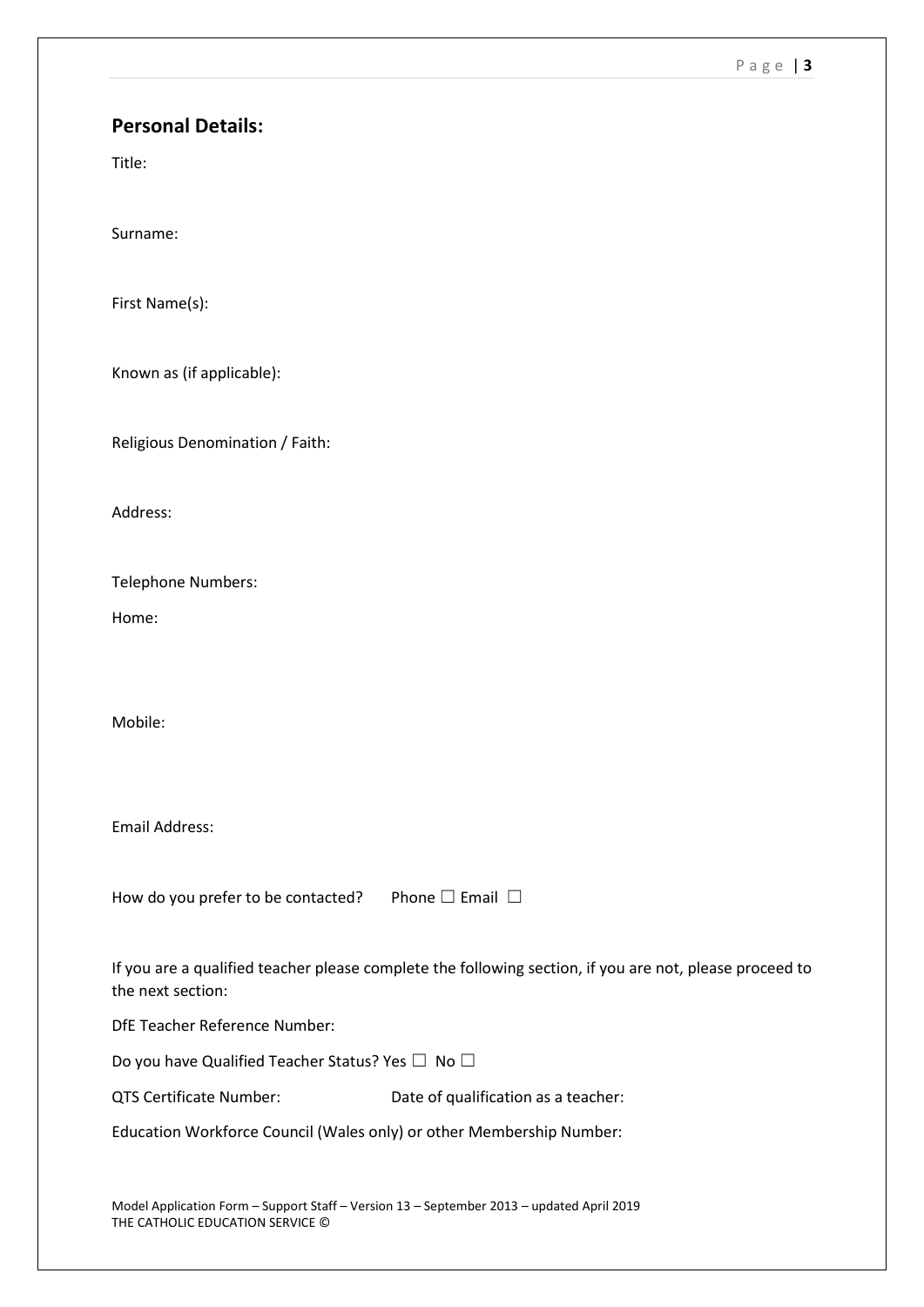## Personal Details:

Title:

Surname:

First Name(s):

Known as (if applicable):

Religious Denomination / Faith:

Address:

Telephone Numbers:

Home:

Mobile:

Email Address:

How do you prefer to be contacted? Phone ☐ Email ☐

If you are a qualified teacher please complete the following section, if you are not, please proceed to the next section:

DfE Teacher Reference Number:

Do you have Qualified Teacher Status? Yes ☐ No ☐

QTS Certificate Number: Date of qualification as a teacher:

Education Workforce Council (Wales only) or other Membership Number: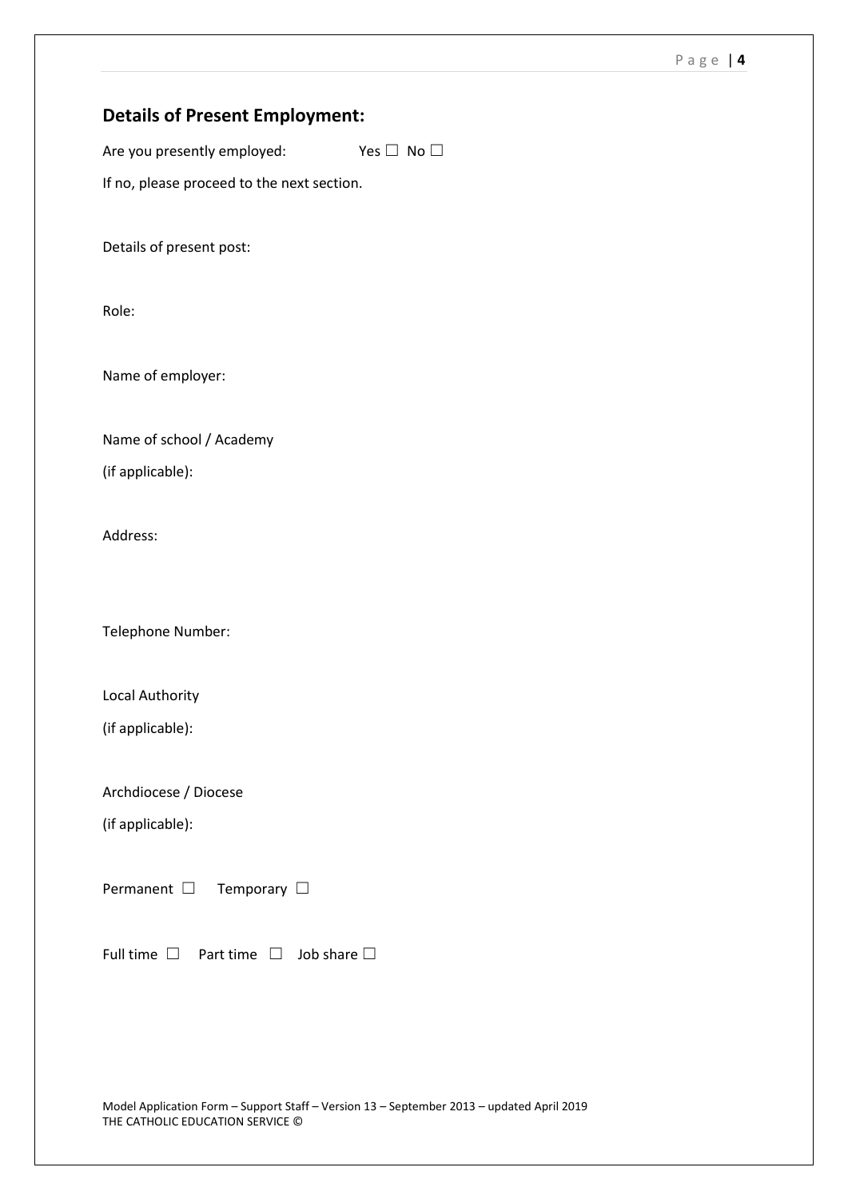## Details of Present Employment:

Are you presently employed: Yes ☐ No ☐

If no, please proceed to the next section.

Details of present post:

Role:

Name of employer:

Name of school / Academy

(if applicable):

Address:

Telephone Number:

Local Authority

(if applicable):

Archdiocese / Diocese

(if applicable):

Permanent ☐ Temporary ☐

Full time ☐ Part time ☐ Job share ☐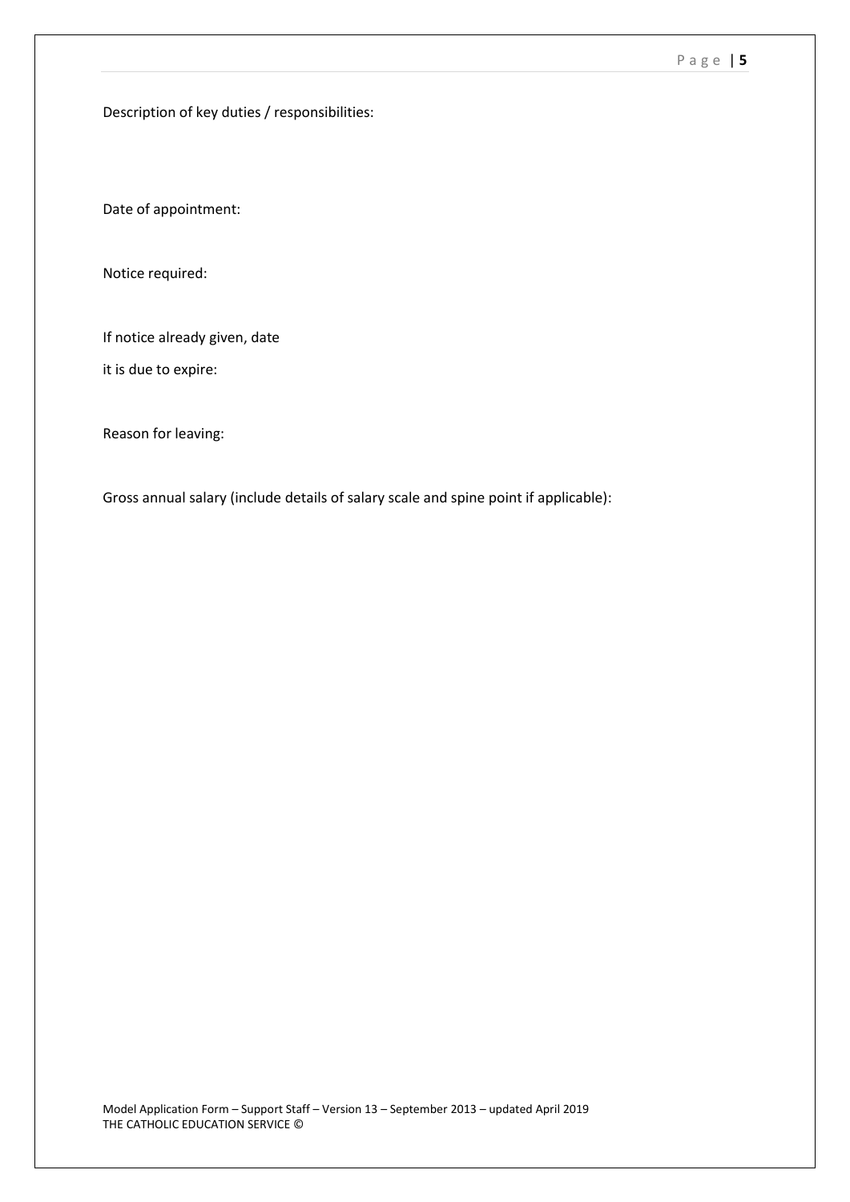Description of key duties / responsibilities:

Date of appointment:

Notice required:

If notice already given, date
it is due to expire:

Reason for leaving:

Gross annual salary (include details of salary scale and spine point if applicable):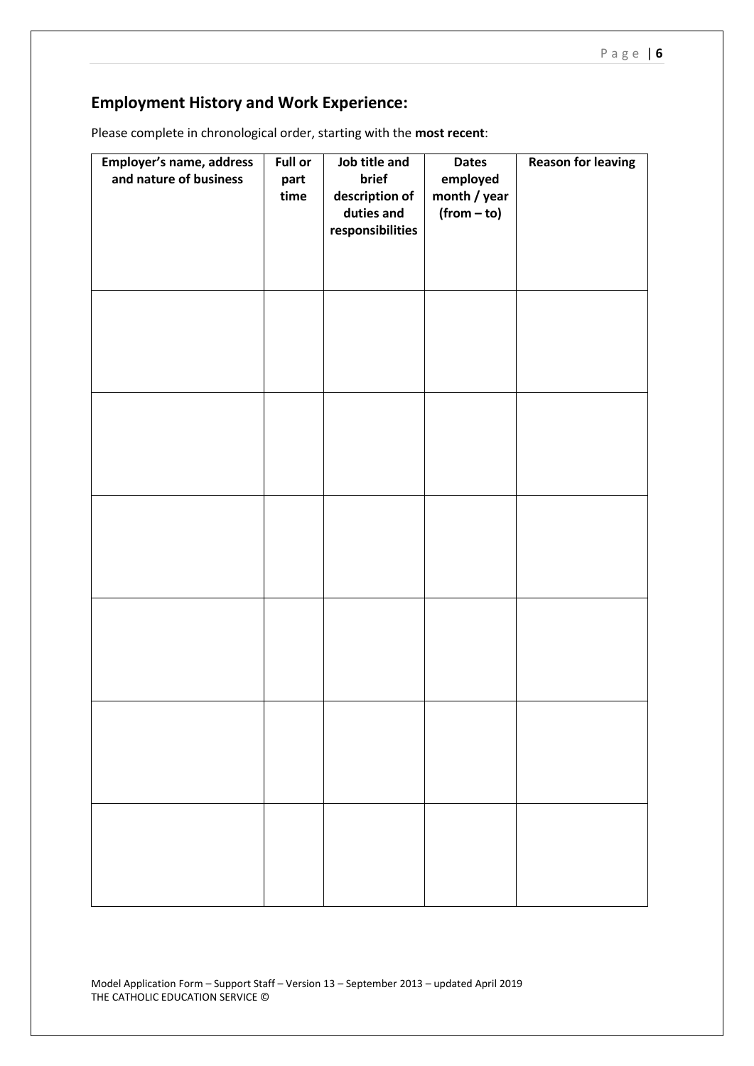## Employment History and Work Experience:

Please complete in chronological order, starting with the **most recent**:

| Employer's name, address and nature of business | Full or part time | Job title and brief description of duties and responsibilities | Dates employed month / year (from – to) | Reason for leaving |
|---|---|---|---|---|
| | | | | |
| | | | | |
| | | | | |
| | | | | |
| | | | | |
| | | | | |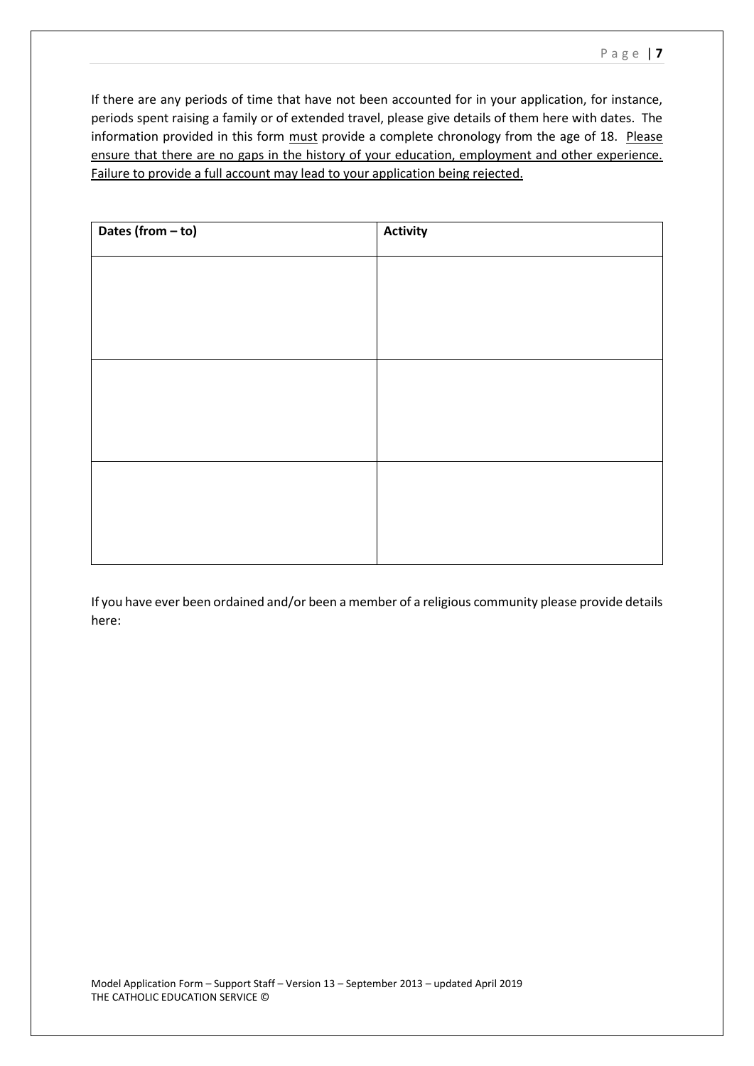If there are any periods of time that have not been accounted for in your application, for instance, periods spent raising a family or of extended travel, please give details of them here with dates. The information provided in this form <u>must</u> provide a complete chronology from the age of 18. <u>Please ensure that there are no gaps in the history of your education, employment and other experience. Failure to provide a full account may lead to your application being rejected.</u>

| **Dates (from – to)** | **Activity** |
| --- | --- |
| | |
| | |
| | |

If you have ever been ordained and/or been a member of a religious community please provide details here: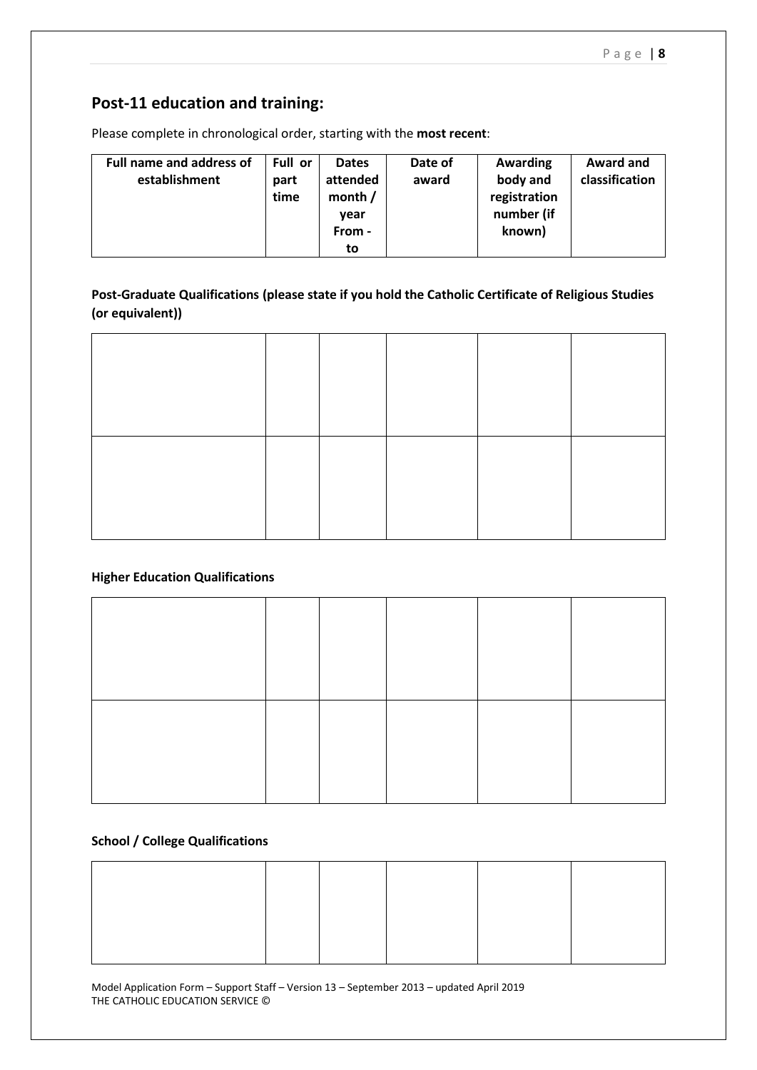## Post-11 education and training:

Please complete in chronological order, starting with the **most recent**:

| Full name and address of establishment | Full or part time | Dates attended month / year From - to | Date of award | Awarding body and registration number (if known) | Award and classification |
|---|---|---|---|---|---|

**Post-Graduate Qualifications (please state if you hold the Catholic Certificate of Religious Studies (or equivalent))**

| | | | | | |
|---|---|---|---|---|---|
| | | | | | |
| | | | | | |

**Higher Education Qualifications**

| | | | | | |
|---|---|---|---|---|---|
| | | | | | |
| | | | | | |

**School / College Qualifications**

| | | | | | |
|---|---|---|---|---|---|
| | | | | | |

Model Application Form – Support Staff – Version 13 – September 2013 – updated April 2019
THE CATHOLIC EDUCATION SERVICE ©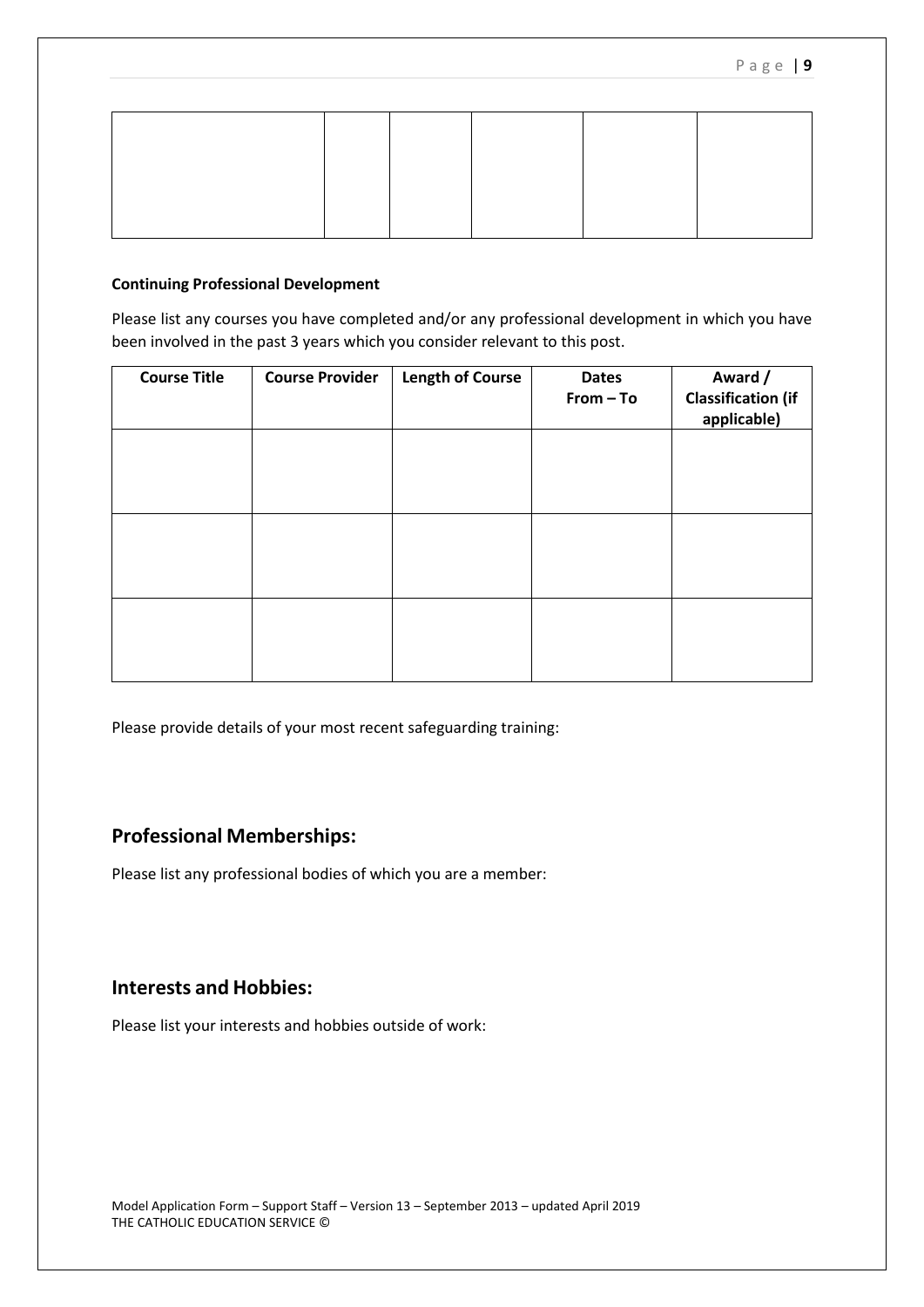| | | | | | |
|---|---|---|---|---|---|
| | | | | | |

**Continuing Professional Development**

Please list any courses you have completed and/or any professional development in which you have been involved in the past 3 years which you consider relevant to this post.

| Course Title | Course Provider | Length of Course | Dates From – To | Award / Classification (if applicable) |
|---|---|---|---|---|
| | | | | |
| | | | | |
| | | | | |

Please provide details of your most recent safeguarding training:

## Professional Memberships:

Please list any professional bodies of which you are a member:

## Interests and Hobbies:

Please list your interests and hobbies outside of work:

Model Application Form – Support Staff – Version 13 – September 2013 – updated April 2019
THE CATHOLIC EDUCATION SERVICE ©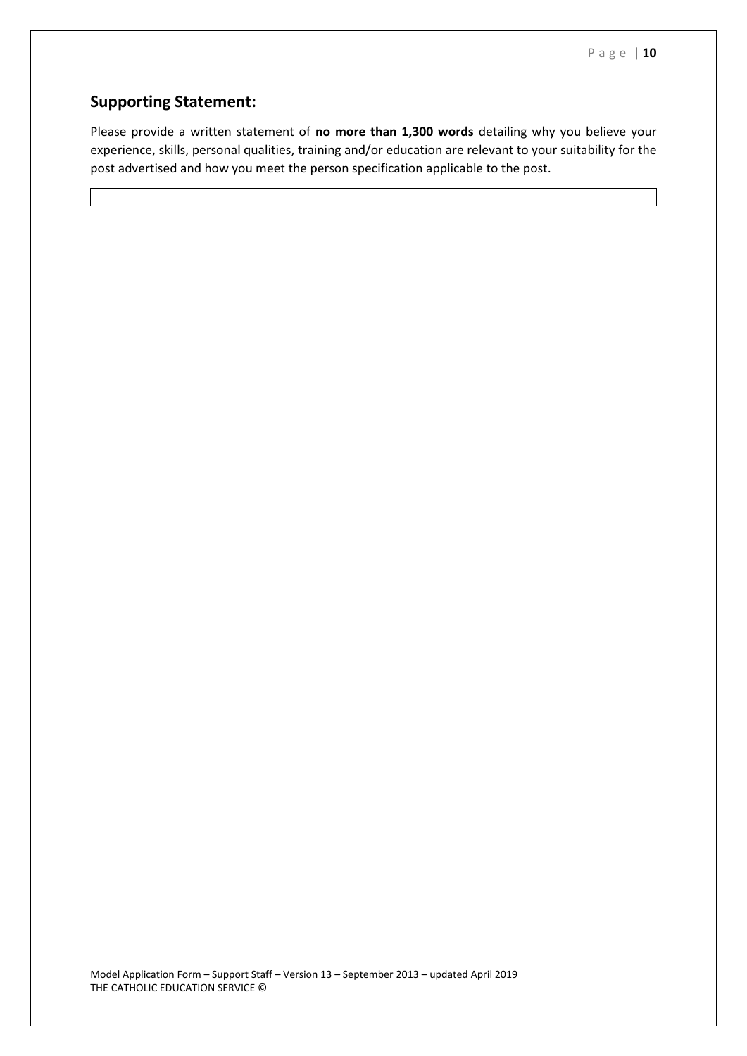## Supporting Statement:

Please provide a written statement of **no more than 1,300 words** detailing why you believe your experience, skills, personal qualities, training and/or education are relevant to your suitability for the post advertised and how you meet the person specification applicable to the post.

| |
|---|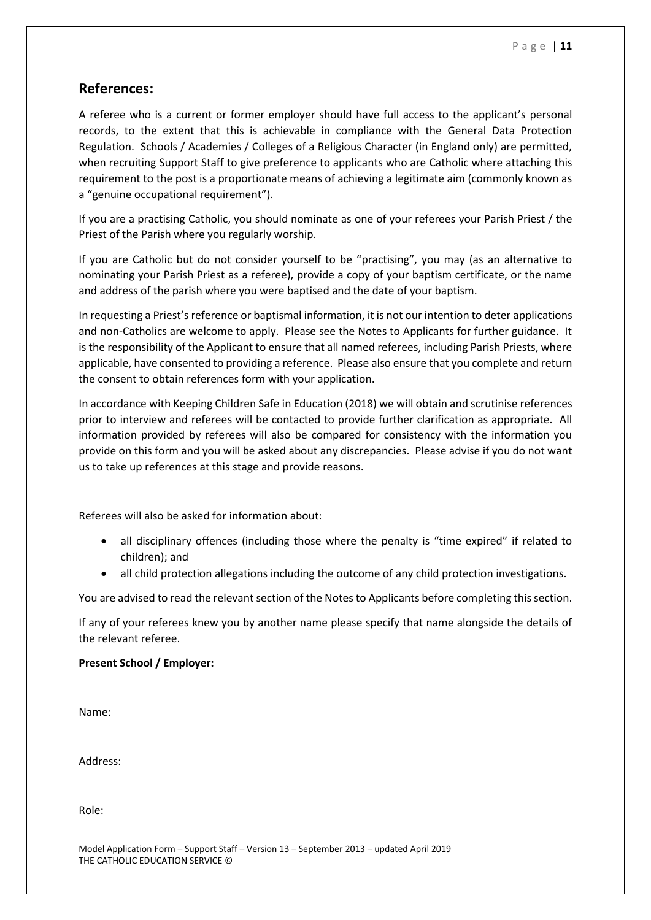## References:

A referee who is a current or former employer should have full access to the applicant's personal records, to the extent that this is achievable in compliance with the General Data Protection Regulation. Schools / Academies / Colleges of a Religious Character (in England only) are permitted, when recruiting Support Staff to give preference to applicants who are Catholic where attaching this requirement to the post is a proportionate means of achieving a legitimate aim (commonly known as a "genuine occupational requirement").

If you are a practising Catholic, you should nominate as one of your referees your Parish Priest / the Priest of the Parish where you regularly worship.

If you are Catholic but do not consider yourself to be "practising", you may (as an alternative to nominating your Parish Priest as a referee), provide a copy of your baptism certificate, or the name and address of the parish where you were baptised and the date of your baptism.

In requesting a Priest's reference or baptismal information, it is not our intention to deter applications and non-Catholics are welcome to apply. Please see the Notes to Applicants for further guidance. It is the responsibility of the Applicant to ensure that all named referees, including Parish Priests, where applicable, have consented to providing a reference. Please also ensure that you complete and return the consent to obtain references form with your application.

In accordance with Keeping Children Safe in Education (2018) we will obtain and scrutinise references prior to interview and referees will be contacted to provide further clarification as appropriate. All information provided by referees will also be compared for consistency with the information you provide on this form and you will be asked about any discrepancies. Please advise if you do not want us to take up references at this stage and provide reasons.

Referees will also be asked for information about:

- all disciplinary offences (including those where the penalty is "time expired" if related to children); and
- all child protection allegations including the outcome of any child protection investigations.

You are advised to read the relevant section of the Notes to Applicants before completing this section.

If any of your referees knew you by another name please specify that name alongside the details of the relevant referee.

**Present School / Employer:**

Name:

Address:

Role:

Model Application Form – Support Staff – Version 13 – September 2013 – updated April 2019
THE CATHOLIC EDUCATION SERVICE ©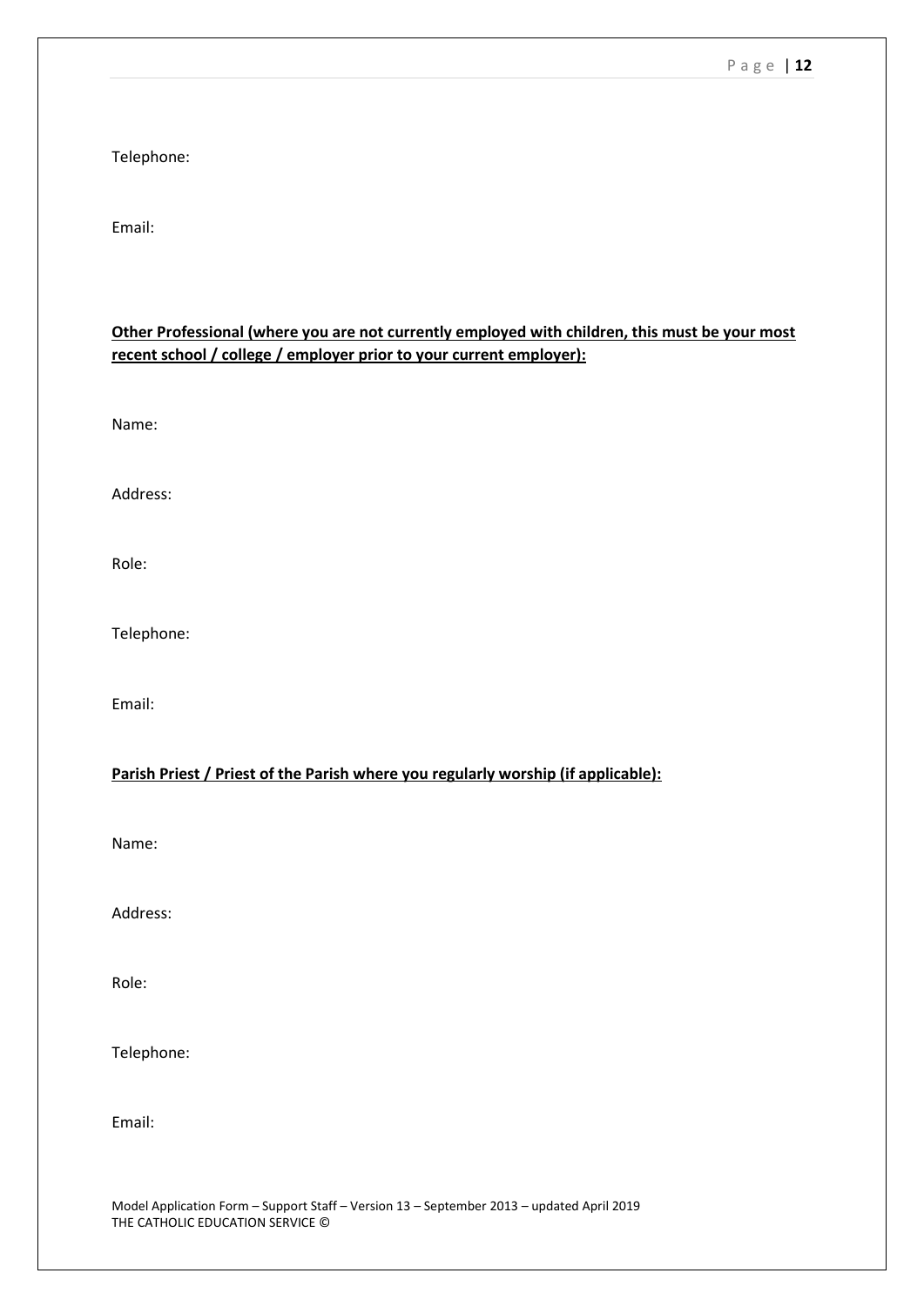Telephone:

Email:

**Other Professional (where you are not currently employed with children, this must be your most recent school / college / employer prior to your current employer):**

Name:

Address:

Role:

Telephone:

Email:

**Parish Priest / Priest of the Parish where you regularly worship (if applicable):**

Name:

Address:

Role:

Telephone:

Email: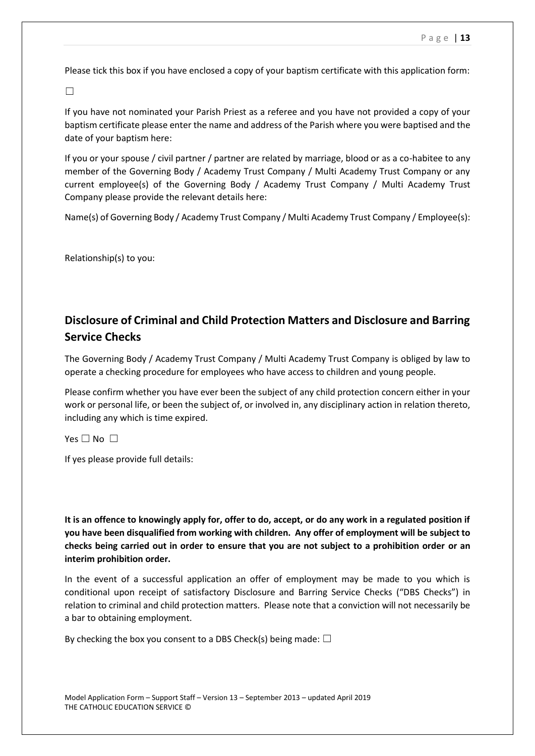Please tick this box if you have enclosed a copy of your baptism certificate with this application form:

☐

If you have not nominated your Parish Priest as a referee and you have not provided a copy of your baptism certificate please enter the name and address of the Parish where you were baptised and the date of your baptism here:

If you or your spouse / civil partner / partner are related by marriage, blood or as a co-habitee to any member of the Governing Body / Academy Trust Company / Multi Academy Trust Company or any current employee(s) of the Governing Body / Academy Trust Company / Multi Academy Trust Company please provide the relevant details here:

Name(s) of Governing Body / Academy Trust Company / Multi Academy Trust Company / Employee(s):

Relationship(s) to you:

## Disclosure of Criminal and Child Protection Matters and Disclosure and Barring Service Checks

The Governing Body / Academy Trust Company / Multi Academy Trust Company is obliged by law to operate a checking procedure for employees who have access to children and young people.

Please confirm whether you have ever been the subject of any child protection concern either in your work or personal life, or been the subject of, or involved in, any disciplinary action in relation thereto, including any which is time expired.

Yes ☐ No ☐

If yes please provide full details:

**It is an offence to knowingly apply for, offer to do, accept, or do any work in a regulated position if you have been disqualified from working with children. Any offer of employment will be subject to checks being carried out in order to ensure that you are not subject to a prohibition order or an interim prohibition order.**

In the event of a successful application an offer of employment may be made to you which is conditional upon receipt of satisfactory Disclosure and Barring Service Checks ("DBS Checks") in relation to criminal and child protection matters. Please note that a conviction will not necessarily be a bar to obtaining employment.

By checking the box you consent to a DBS Check(s) being made: ☐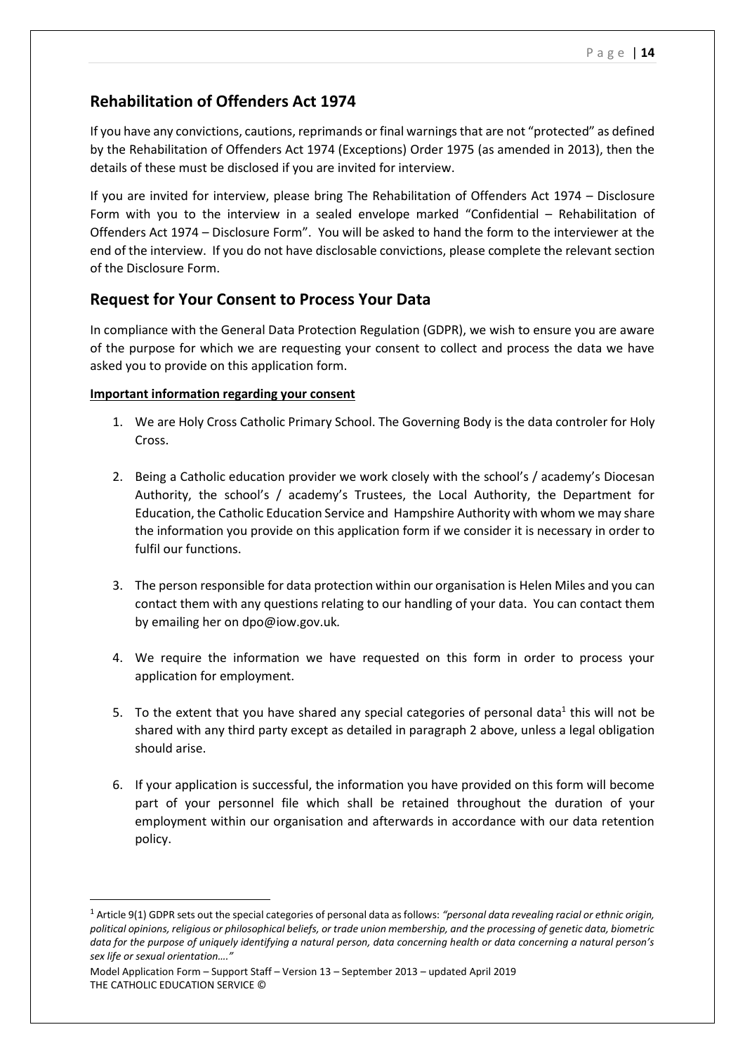## Rehabilitation of Offenders Act 1974

If you have any convictions, cautions, reprimands or final warnings that are not "protected" as defined by the Rehabilitation of Offenders Act 1974 (Exceptions) Order 1975 (as amended in 2013), then the details of these must be disclosed if you are invited for interview.

If you are invited for interview, please bring The Rehabilitation of Offenders Act 1974 – Disclosure Form with you to the interview in a sealed envelope marked "Confidential – Rehabilitation of Offenders Act 1974 – Disclosure Form". You will be asked to hand the form to the interviewer at the end of the interview. If you do not have disclosable convictions, please complete the relevant section of the Disclosure Form.

## Request for Your Consent to Process Your Data

In compliance with the General Data Protection Regulation (GDPR), we wish to ensure you are aware of the purpose for which we are requesting your consent to collect and process the data we have asked you to provide on this application form.

**Important information regarding your consent**

1. We are Holy Cross Catholic Primary School. The Governing Body is the data controler for Holy Cross.

2. Being a Catholic education provider we work closely with the school's / academy's Diocesan Authority, the school's / academy's Trustees, the Local Authority, the Department for Education, the Catholic Education Service and Hampshire Authority with whom we may share the information you provide on this application form if we consider it is necessary in order to fulfil our functions.

3. The person responsible for data protection within our organisation is Helen Miles and you can contact them with any questions relating to our handling of your data. You can contact them by emailing her on dpo@iow.gov.uk.

4. We require the information we have requested on this form in order to process your application for employment.

5. To the extent that you have shared any special categories of personal data[1] this will not be shared with any third party except as detailed in paragraph 2 above, unless a legal obligation should arise.

6. If your application is successful, the information you have provided on this form will become part of your personnel file which shall be retained throughout the duration of your employment within our organisation and afterwards in accordance with our data retention policy.

---

[1] Article 9(1) GDPR sets out the special categories of personal data as follows: *"personal data revealing racial or ethnic origin, political opinions, religious or philosophical beliefs, or trade union membership, and the processing of genetic data, biometric data for the purpose of uniquely identifying a natural person, data concerning health or data concerning a natural person's sex life or sexual orientation…."*

Model Application Form – Support Staff – Version 13 – September 2013 – updated April 2019
THE CATHOLIC EDUCATION SERVICE ©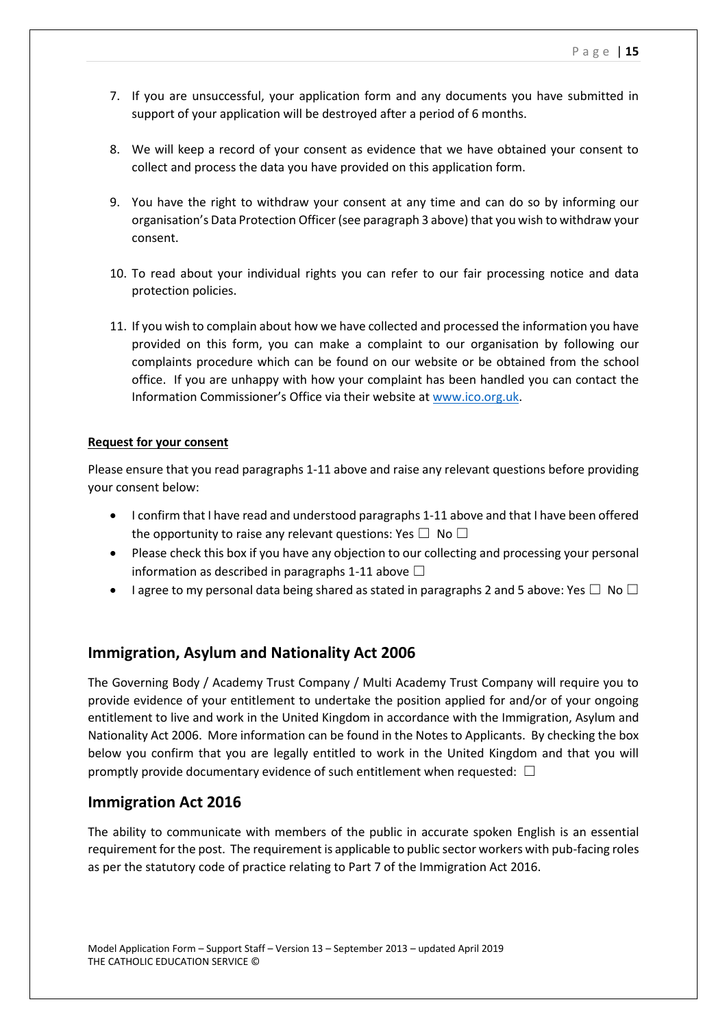7. If you are unsuccessful, your application form and any documents you have submitted in support of your application will be destroyed after a period of 6 months.

8. We will keep a record of your consent as evidence that we have obtained your consent to collect and process the data you have provided on this application form.

9. You have the right to withdraw your consent at any time and can do so by informing our organisation's Data Protection Officer (see paragraph 3 above) that you wish to withdraw your consent.

10. To read about your individual rights you can refer to our fair processing notice and data protection policies.

11. If you wish to complain about how we have collected and processed the information you have provided on this form, you can make a complaint to our organisation by following our complaints procedure which can be found on our website or be obtained from the school office. If you are unhappy with how your complaint has been handled you can contact the Information Commissioner's Office via their website at [www.ico.org.uk](http://www.ico.org.uk).

**Request for your consent**

Please ensure that you read paragraphs 1-11 above and raise any relevant questions before providing your consent below:

- I confirm that I have read and understood paragraphs 1-11 above and that I have been offered the opportunity to raise any relevant questions: Yes ☐ No ☐
- Please check this box if you have any objection to our collecting and processing your personal information as described in paragraphs 1-11 above ☐
- I agree to my personal data being shared as stated in paragraphs 2 and 5 above: Yes ☐ No ☐

## Immigration, Asylum and Nationality Act 2006

The Governing Body / Academy Trust Company / Multi Academy Trust Company will require you to provide evidence of your entitlement to undertake the position applied for and/or of your ongoing entitlement to live and work in the United Kingdom in accordance with the Immigration, Asylum and Nationality Act 2006. More information can be found in the Notes to Applicants. By checking the box below you confirm that you are legally entitled to work in the United Kingdom and that you will promptly provide documentary evidence of such entitlement when requested: ☐

## Immigration Act 2016

The ability to communicate with members of the public in accurate spoken English is an essential requirement for the post. The requirement is applicable to public sector workers with pub-facing roles as per the statutory code of practice relating to Part 7 of the Immigration Act 2016.

Model Application Form – Support Staff – Version 13 – September 2013 – updated April 2019
THE CATHOLIC EDUCATION SERVICE ©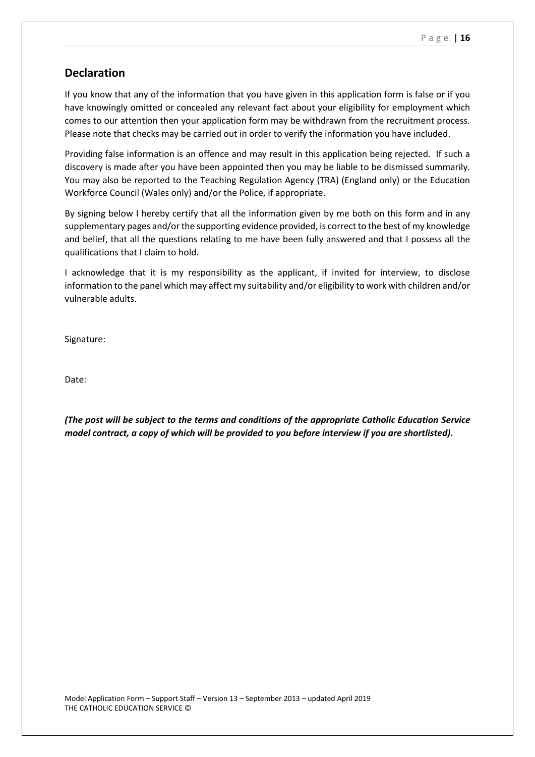## Declaration

If you know that any of the information that you have given in this application form is false or if you have knowingly omitted or concealed any relevant fact about your eligibility for employment which comes to our attention then your application form may be withdrawn from the recruitment process. Please note that checks may be carried out in order to verify the information you have included.

Providing false information is an offence and may result in this application being rejected. If such a discovery is made after you have been appointed then you may be liable to be dismissed summarily. You may also be reported to the Teaching Regulation Agency (TRA) (England only) or the Education Workforce Council (Wales only) and/or the Police, if appropriate.

By signing below I hereby certify that all the information given by me both on this form and in any supplementary pages and/or the supporting evidence provided, is correct to the best of my knowledge and belief, that all the questions relating to me have been fully answered and that I possess all the qualifications that I claim to hold.

I acknowledge that it is my responsibility as the applicant, if invited for interview, to disclose information to the panel which may affect my suitability and/or eligibility to work with children and/or vulnerable adults.

Signature:

Date:

***(The post will be subject to the terms and conditions of the appropriate Catholic Education Service model contract, a copy of which will be provided to you before interview if you are shortlisted).***